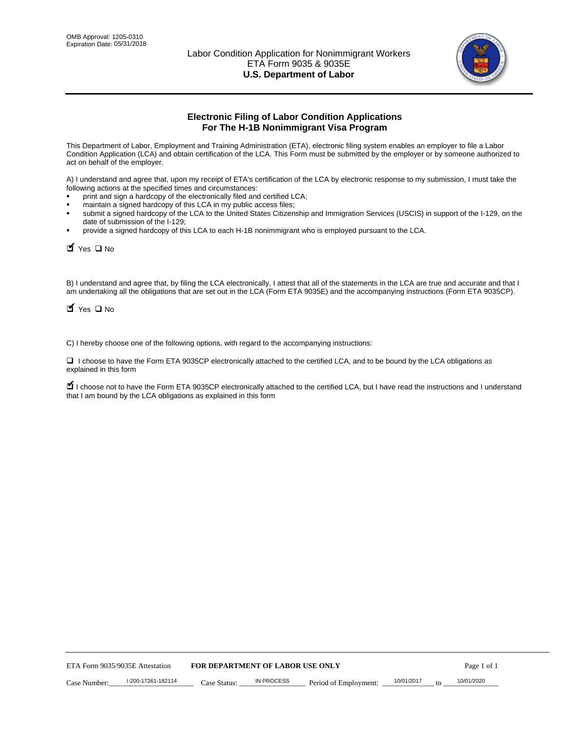OMB Approval: 1205-0310
Expiration Date: 05/31/2018

Labor Condition Application for Nonimmigrant Workers
ETA Form 9035 & 9035E
**U.S. Department of Labor**

## Electronic Filing of Labor Condition Applications
## For The H-1B Nonimmigrant Visa Program

This Department of Labor, Employment and Training Administration (ETA), electronic filing system enables an employer to file a Labor Condition Application (LCA) and obtain certification of the LCA. This Form must be submitted by the employer or by someone authorized to act on behalf of the employer.

A) I understand and agree that, upon my receipt of ETA's certification of the LCA by electronic response to my submission, I must take the following actions at the specified times and circumstances:

- print and sign a hardcopy of the electronically filed and certified LCA;
- maintain a signed hardcopy of this LCA in my public access files;
- submit a signed hardcopy of the LCA to the United States Citizenship and Immigration Services (USCIS) in support of the I-129, on the date of submission of the I-129;
- provide a signed hardcopy of this LCA to each H-1B nonimmigrant who is employed pursuant to the LCA.

☑ Yes ☐ No

B) I understand and agree that, by filing the LCA electronically, I attest that all of the statements in the LCA are true and accurate and that I am undertaking all the obligations that are set out in the LCA (Form ETA 9035E) and the accompanying instructions (Form ETA 9035CP).

☑ Yes ☐ No

C) I hereby choose one of the following options, with regard to the accompanying instructions:

☐ I choose to have the Form ETA 9035CP electronically attached to the certified LCA, and to be bound by the LCA obligations as explained in this form

☑ I choose not to have the Form ETA 9035CP electronically attached to the certified LCA, but I have read the instructions and I understand that I am bound by the LCA obligations as explained in this form

ETA Form 9035/9035E Attestation **FOR DEPARTMENT OF LABOR USE ONLY**

Case Number: I-200-17261-182114 Case Status: IN PROCESS Period of Employment: 10/01/2017 to 10/01/2020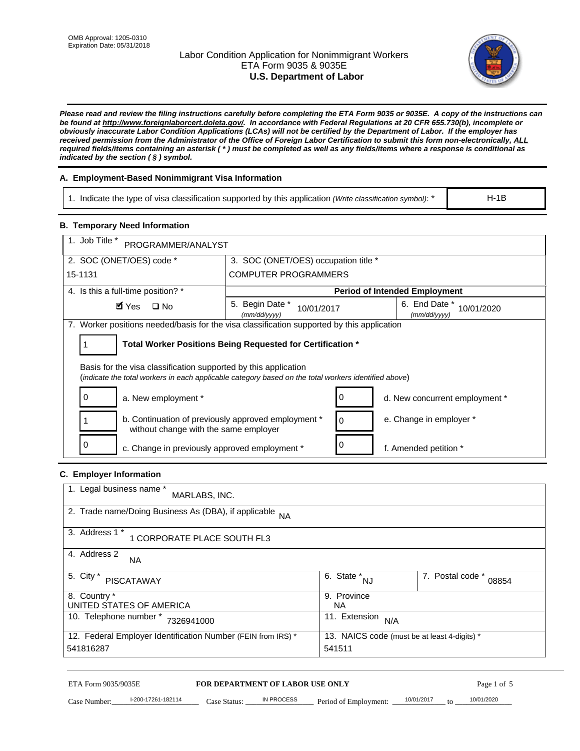OMB Approval: 1205-0310
Expiration Date: 05/31/2018

# Labor Condition Application for Nonimmigrant Workers
## ETA Form 9035 & 9035E
## U.S. Department of Labor

***Please read and review the filing instructions carefully before completing the ETA Form 9035 or 9035E. A copy of the instructions can be found at http://www.foreignlaborcert.doleta.gov/. In accordance with Federal Regulations at 20 CFR 655.730(b), incomplete or obviously inaccurate Labor Condition Applications (LCAs) will not be certified by the Department of Labor. If the employer has received permission from the Administrator of the Office of Foreign Labor Certification to submit this form non-electronically, ALL required fields/items containing an asterisk ( * ) must be completed as well as any fields/items where a response is conditional as indicated by the section ( § ) symbol.***

### A. Employment-Based Nonimmigrant Visa Information

| 1. Indicate the type of visa classification supported by this application *(Write classification symbol)*: * | H-1B |
|---|---|

### B. Temporary Need Information

| 1. Job Title * PROGRAMMER/ANALYST | | |
|---|---|---|
| 2. SOC (ONET/OES) code * 15-1131 | 3. SOC (ONET/OES) occupation title * COMPUTER PROGRAMMERS | |
| 4. Is this a full-time position? * | **Period of Intended Employment** | |
| ☑ Yes ☐ No | 5. Begin Date * *(mm/dd/yyyy)* 10/01/2017 | 6. End Date * *(mm/dd/yyyy)* 10/01/2020 |

7. Worker positions needed/basis for the visa classification supported by this application

| 1 | **Total Worker Positions Being Requested for Certification *** |
|---|---|

Basis for the visa classification supported by this application
(*indicate the total workers in each applicable category based on the total workers identified above*)

| | | | |
|---|---|---|---|
| 0 | a. New employment * | 0 | d. New concurrent employment * |
| 1 | b. Continuation of previously approved employment * without change with the same employer | 0 | e. Change in employer * |
| 0 | c. Change in previously approved employment * | 0 | f. Amended petition * |

### C. Employer Information

| | | |
|---|---|---|
| 1. Legal business name * MARLABS, INC. | | |
| 2. Trade name/Doing Business As (DBA), if applicable NA | | |
| 3. Address 1 * 1 CORPORATE PLACE SOUTH FL3 | | |
| 4. Address 2 NA | | |
| 5. City * PISCATAWAY | 6. State * NJ | 7. Postal code * 08854 |
| 8. Country * UNITED STATES OF AMERICA | 9. Province NA | |
| 10. Telephone number * 7326941000 | 11. Extension N/A | |
| 12. Federal Employer Identification Number (FEIN from IRS) * 541816287 | 13. NAICS code (must be at least 4-digits) * 541511 | |

**FOR DEPARTMENT OF LABOR USE ONLY**

Case Number: I-200-17261-182114 Case Status: IN PROCESS Period of Employment: 10/01/2017 to 10/01/2020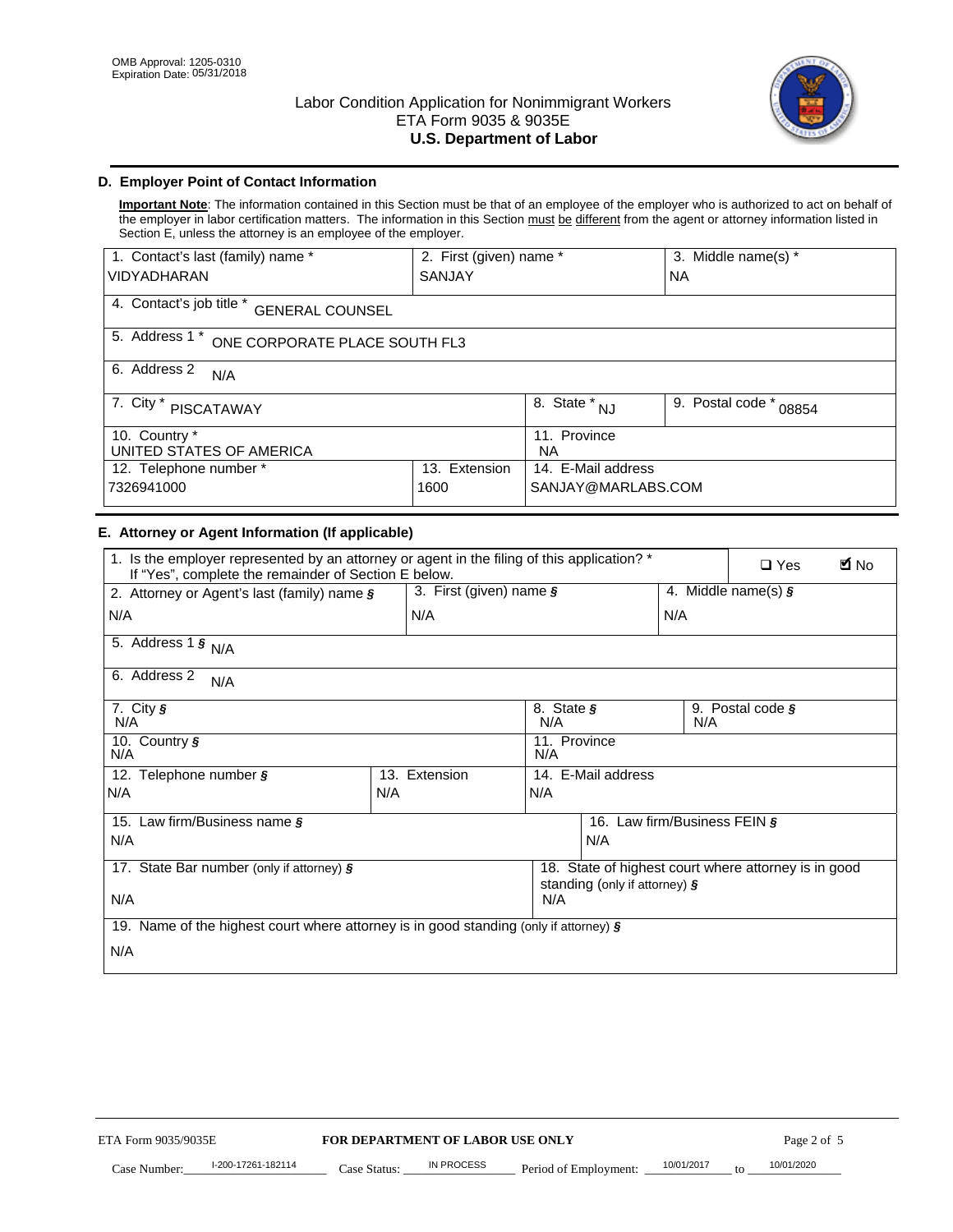OMB Approval: 1205-0310
Expiration Date: 05/31/2018

# Labor Condition Application for Nonimmigrant Workers
ETA Form 9035 & 9035E
**U.S. Department of Labor**

## D. Employer Point of Contact Information

**Important Note**: The information contained in this Section must be that of an employee of the employer who is authorized to act on behalf of the employer in labor certification matters. The information in this Section must be different from the agent or attorney information listed in Section E, unless the attorney is an employee of the employer.

| 1. Contact's last (family) name * | 2. First (given) name * | 3. Middle name(s) * |
|---|---|---|
| VIDYADHARAN | SANJAY | NA |

4. Contact's job title * GENERAL COUNSEL

5. Address 1 * ONE CORPORATE PLACE SOUTH FL3

6. Address 2 N/A

| 7. City * | 8. State * | 9. Postal code * |
|---|---|---|
| PISCATAWAY | NJ | 08854 |

| 10. Country * | 11. Province |
|---|---|
| UNITED STATES OF AMERICA | NA |

| 12. Telephone number * | 13. Extension | 14. E-Mail address |
|---|---|---|
| 7326941000 | 1600 | SANJAY@MARLABS.COM |

## E. Attorney or Agent Information (If applicable)

1. Is the employer represented by an attorney or agent in the filing of this application? * If "Yes", complete the remainder of Section E below. ☐ Yes ☑ No

| 2. Attorney or Agent's last (family) name § | 3. First (given) name § | 4. Middle name(s) § |
|---|---|---|
| N/A | N/A | N/A |

5. Address 1 § N/A

6. Address 2 N/A

| 7. City § | 8. State § | 9. Postal code § |
|---|---|---|
| N/A | N/A | N/A |

| 10. Country § | 11. Province |
|---|---|
| N/A | N/A |

| 12. Telephone number § | 13. Extension | 14. E-Mail address |
|---|---|---|
| N/A | N/A | N/A |

| 15. Law firm/Business name § | 16. Law firm/Business FEIN § |
|---|---|
| N/A | N/A |

| 17. State Bar number (only if attorney) § | 18. State of highest court where attorney is in good standing (only if attorney) § |
|---|---|
| N/A | N/A |

19. Name of the highest court where attorney is in good standing (only if attorney) §

N/A

ETA Form 9035/9035E **FOR DEPARTMENT OF LABOR USE ONLY**

Case Number: I-200-17261-182114 Case Status: IN PROCESS Period of Employment: 10/01/2017 to 10/01/2020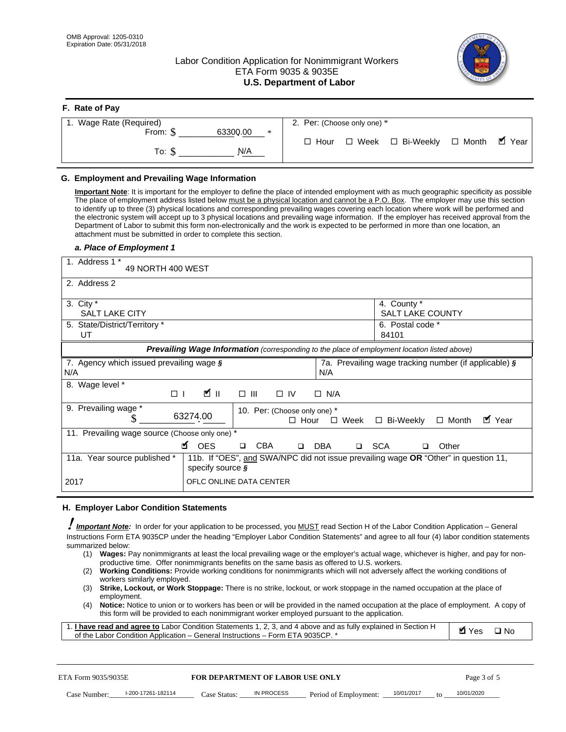OMB Approval: 1205-0310
Expiration Date: 05/31/2018

# Labor Condition Application for Nonimmigrant Workers
ETA Form 9035 & 9035E
**U.S. Department of Labor**

## F. Rate of Pay

| 1. Wage Rate (Required) | 2. Per: (Choose only one) * |
|---|---|
| From: $ 63300.00 * | ☐ Hour ☐ Week ☐ Bi-Weekly ☐ Month ☑ Year |
| To: $ N/A | |

## G. Employment and Prevailing Wage Information

**Important Note**: It is important for the employer to define the place of intended employment with as much geographic specificity as possible The place of employment address listed below must be a physical location and cannot be a P.O. Box. The employer may use this section to identify up to three (3) physical locations and corresponding prevailing wages covering each location where work will be performed and the electronic system will accept up to 3 physical locations and prevailing wage information. If the employer has received approval from the Department of Labor to submit this form non-electronically and the work is expected to be performed in more than one location, an attachment must be submitted in order to complete this section.

### *a. Place of Employment 1*

| | |
|---|---|
| 1. Address 1 * 49 NORTH 400 WEST | |
| 2. Address 2 | |
| 3. City * SALT LAKE CITY | 4. County * SALT LAKE COUNTY |
| 5. State/District/Territory * UT | 6. Postal code * 84101 |

***Prevailing Wage Information*** *(corresponding to the place of employment location listed above)*

| | |
|---|---|
| 7. Agency which issued prevailing wage § N/A | 7a. Prevailing wage tracking number (if applicable) § N/A |
| 8. Wage level * ☐ I ☑ II ☐ III ☐ IV ☐ N/A | |
| 9. Prevailing wage * $ 63274.00 | 10. Per: (Choose only one) * ☐ Hour ☐ Week ☐ Bi-Weekly ☐ Month ☑ Year |
| 11. Prevailing wage source (Choose only one) * ☑ OES ☐ CBA ☐ DBA ☐ SCA ☐ Other | |
| 11a. Year source published * 2017 | 11b. If "OES", and SWA/NPC did not issue prevailing wage OR "Other" in question 11, specify source § OFLC ONLINE DATA CENTER |

## H. Employer Labor Condition Statements

***Important Note:*** In order for your application to be processed, you MUST read Section H of the Labor Condition Application – General Instructions Form ETA 9035CP under the heading "Employer Labor Condition Statements" and agree to all four (4) labor condition statements summarized below:

(1) **Wages:** Pay nonimmigrants at least the local prevailing wage or the employer's actual wage, whichever is higher, and pay for non-productive time. Offer nonimmigrants benefits on the same basis as offered to U.S. workers.
(2) **Working Conditions:** Provide working conditions for nonimmigrants which will not adversely affect the working conditions of workers similarly employed.
(3) **Strike, Lockout, or Work Stoppage:** There is no strike, lockout, or work stoppage in the named occupation at the place of employment.
(4) **Notice:** Notice to union or to workers has been or will be provided in the named occupation at the place of employment. A copy of this form will be provided to each nonimmigrant worker employed pursuant to the application.

| | |
|---|---|
| 1. **I have read and agree to** Labor Condition Statements 1, 2, 3, and 4 above and as fully explained in Section H of the Labor Condition Application – General Instructions – Form ETA 9035CP. * | ☑ Yes ☐ No |

ETA Form 9035/9035E **FOR DEPARTMENT OF LABOR USE ONLY**

Case Number: I-200-17261-182114 Case Status: IN PROCESS Period of Employment: 10/01/2017 to 10/01/2020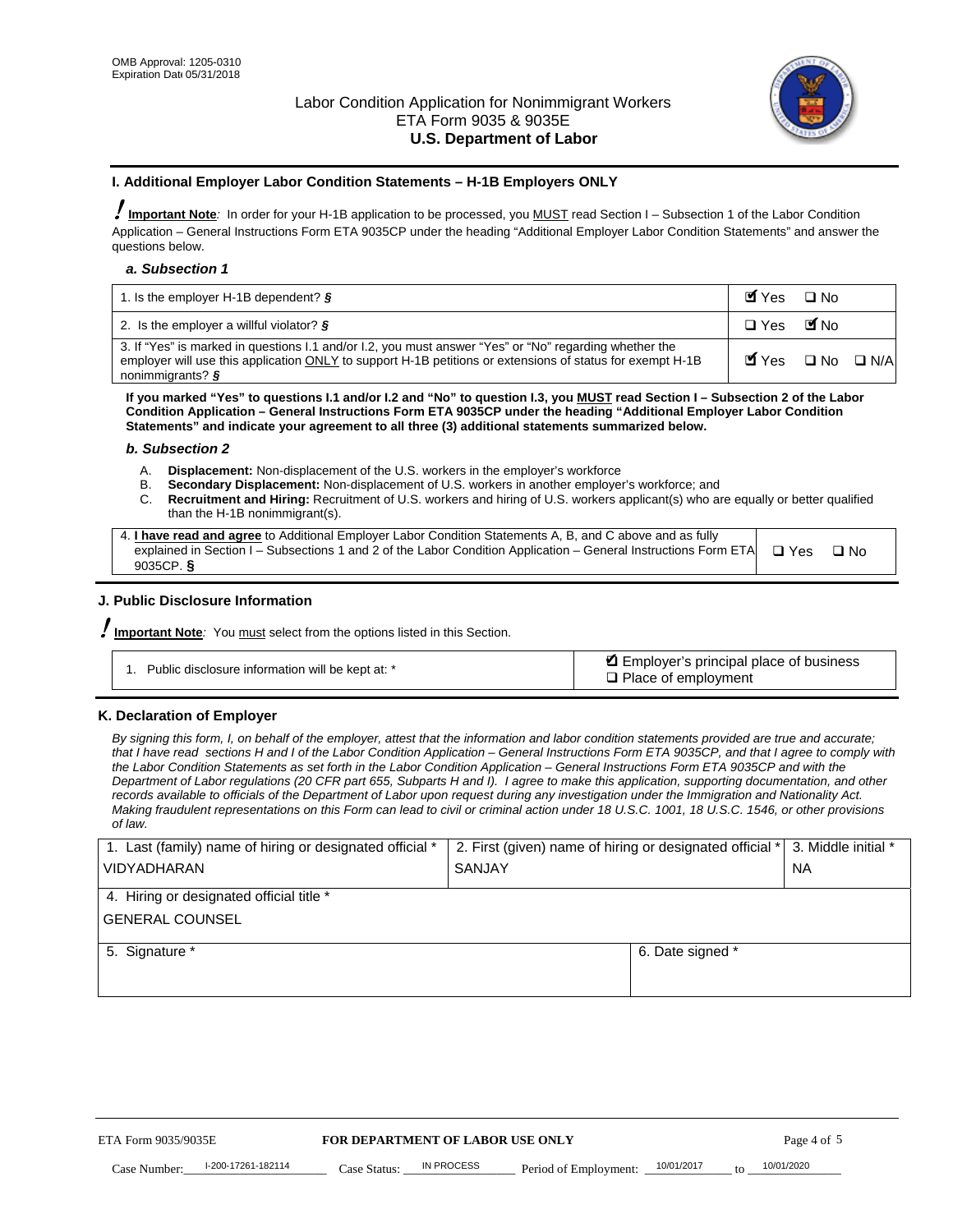OMB Approval: 1205-0310
Expiration Date 05/31/2018

# Labor Condition Application for Nonimmigrant Workers
## ETA Form 9035 & 9035E
## U.S. Department of Labor

### I. Additional Employer Labor Condition Statements – H-1B Employers ONLY

**Important Note**: In order for your H-1B application to be processed, you MUST read Section I – Subsection 1 of the Labor Condition Application – General Instructions Form ETA 9035CP under the heading "Additional Employer Labor Condition Statements" and answer the questions below.

#### *a. Subsection 1*

| | |
|---|---|
| 1. Is the employer H-1B dependent? § | ☑ Yes ☐ No |
| 2. Is the employer a willful violator? § | ☐ Yes ☑ No |
| 3. If "Yes" is marked in questions I.1 and/or I.2, you must answer "Yes" or "No" regarding whether the employer will use this application ONLY to support H-1B petitions or extensions of status for exempt H-1B nonimmigrants? § | ☑ Yes ☐ No ☐ N/A |

**If you marked "Yes" to questions I.1 and/or I.2 and "No" to question I.3, you MUST read Section I – Subsection 2 of the Labor Condition Application – General Instructions Form ETA 9035CP under the heading "Additional Employer Labor Condition Statements" and indicate your agreement to all three (3) additional statements summarized below.**

#### *b. Subsection 2*

A. **Displacement:** Non-displacement of the U.S. workers in the employer's workforce
B. **Secondary Displacement:** Non-displacement of U.S. workers in another employer's workforce; and
C. **Recruitment and Hiring:** Recruitment of U.S. workers and hiring of U.S. workers applicant(s) who are equally or better qualified than the H-1B nonimmigrant(s).

| | |
|---|---|
| 4. **I have read and agree** to Additional Employer Labor Condition Statements A, B, and C above and as fully explained in Section I – Subsections 1 and 2 of the Labor Condition Application – General Instructions Form ETA 9035CP. § | ☐ Yes ☐ No |

### J. Public Disclosure Information

**Important Note**: You must select from the options listed in this Section.

| | |
|---|---|
| 1. Public disclosure information will be kept at: * | ☑ Employer's principal place of business<br>☐ Place of employment |

### K. Declaration of Employer

*By signing this form, I, on behalf of the employer, attest that the information and labor condition statements provided are true and accurate; that I have read sections H and I of the Labor Condition Application – General Instructions Form ETA 9035CP, and that I agree to comply with the Labor Condition Statements as set forth in the Labor Condition Application – General Instructions Form ETA 9035CP and with the Department of Labor regulations (20 CFR part 655, Subparts H and I). I agree to make this application, supporting documentation, and other records available to officials of the Department of Labor upon request during any investigation under the Immigration and Nationality Act. Making fraudulent representations on this Form can lead to civil or criminal action under 18 U.S.C. 1001, 18 U.S.C. 1546, or other provisions of law.*

| 1. Last (family) name of hiring or designated official * | 2. First (given) name of hiring or designated official * | 3. Middle initial * |
|---|---|---|
| VIDYADHARAN | SANJAY | NA |
| 4. Hiring or designated official title * | | |
| GENERAL COUNSEL | | |
| 5. Signature * | 6. Date signed * | |
| | | |

ETA Form 9035/9035E | **FOR DEPARTMENT OF LABOR USE ONLY**

Case Number: I-200-17261-182114 Case Status: IN PROCESS Period of Employment: 10/01/2017 to 10/01/2020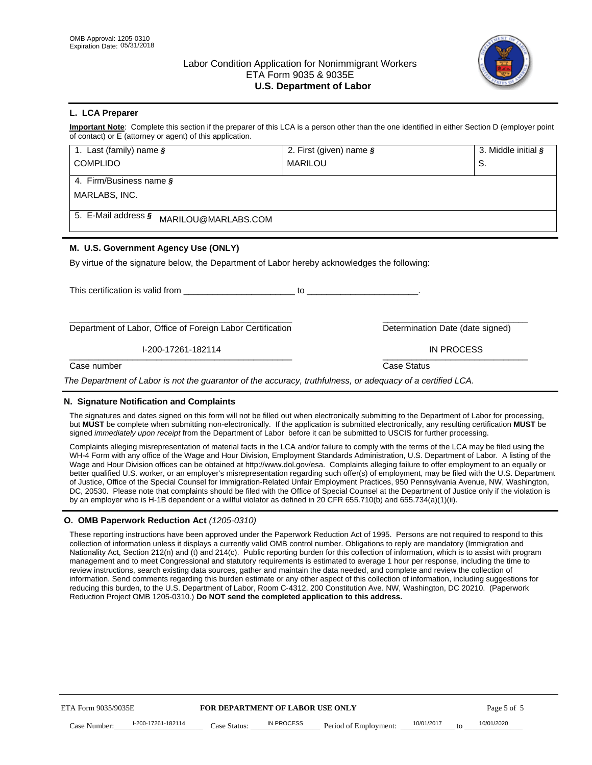OMB Approval: 1205-0310
Expiration Date: 05/31/2018

# Labor Condition Application for Nonimmigrant Workers
ETA Form 9035 & 9035E
**U.S. Department of Labor**

## L. LCA Preparer

**Important Note**: Complete this section if the preparer of this LCA is a person other than the one identified in either Section D (employer point of contact) or E (attorney or agent) of this application.

| 1. Last (family) name § | 2. First (given) name § | 3. Middle initial § |
|---|---|---|
| COMPLIDO | MARILOU | S. |
| 4. Firm/Business name § | | |
| MARLABS, INC. | | |
| 5. E-Mail address § MARILOU@MARLABS.COM | | |

## M. U.S. Government Agency Use (ONLY)

By virtue of the signature below, the Department of Labor hereby acknowledges the following:

This certification is valid from ______________________ to ______________________.

Department of Labor, Office of Foreign Labor Certification

Determination Date (date signed)

I-200-17261-182114

Case number

IN PROCESS

Case Status

*The Department of Labor is not the guarantor of the accuracy, truthfulness, or adequacy of a certified LCA.*

## N. Signature Notification and Complaints

The signatures and dates signed on this form will not be filled out when electronically submitting to the Department of Labor for processing, but **MUST** be complete when submitting non-electronically. If the application is submitted electronically, any resulting certification **MUST** be signed *immediately upon receipt* from the Department of Labor before it can be submitted to USCIS for further processing.

Complaints alleging misrepresentation of material facts in the LCA and/or failure to comply with the terms of the LCA may be filed using the WH-4 Form with any office of the Wage and Hour Division, Employment Standards Administration, U.S. Department of Labor. A listing of the Wage and Hour Division offices can be obtained at http://www.dol.gov/esa. Complaints alleging failure to offer employment to an equally or better qualified U.S. worker, or an employer's misrepresentation regarding such offer(s) of employment, may be filed with the U.S. Department of Justice, Office of the Special Counsel for Immigration-Related Unfair Employment Practices, 950 Pennsylvania Avenue, NW, Washington, DC, 20530. Please note that complaints should be filed with the Office of Special Counsel at the Department of Justice only if the violation is by an employer who is H-1B dependent or a willful violator as defined in 20 CFR 655.710(b) and 655.734(a)(1)(ii).

## O. OMB Paperwork Reduction Act *(1205-0310)*

These reporting instructions have been approved under the Paperwork Reduction Act of 1995. Persons are not required to respond to this collection of information unless it displays a currently valid OMB control number. Obligations to reply are mandatory (Immigration and Nationality Act, Section 212(n) and (t) and 214(c). Public reporting burden for this collection of information, which is to assist with program management and to meet Congressional and statutory requirements is estimated to average 1 hour per response, including the time to review instructions, search existing data sources, gather and maintain the data needed, and complete and review the collection of information. Send comments regarding this burden estimate or any other aspect of this collection of information, including suggestions for reducing this burden, to the U.S. Department of Labor, Room C-4312, 200 Constitution Ave. NW, Washington, DC 20210. (Paperwork Reduction Project OMB 1205-0310.) **Do NOT send the completed application to this address.**

ETA Form 9035/9035E — **FOR DEPARTMENT OF LABOR USE ONLY**

Case Number: I-200-17261-182114 Case Status: IN PROCESS Period of Employment: 10/01/2017 to 10/01/2020